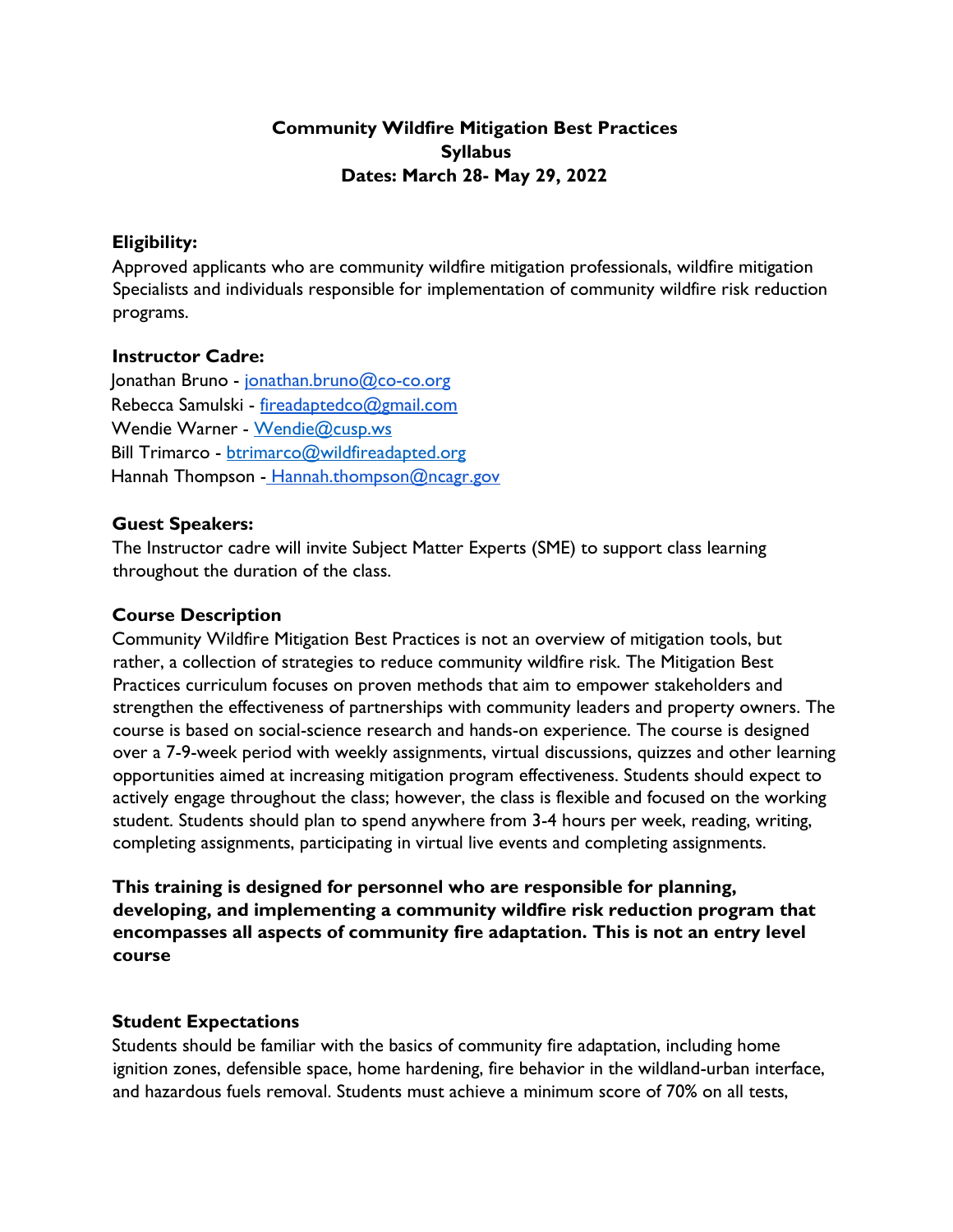# Community Wildfire Mitigation Best Practices
## Syllabus
## Dates: March 28- May 29, 2022

**Eligibility:**

Approved applicants who are community wildfire mitigation professionals, wildfire mitigation Specialists and individuals responsible for implementation of community wildfire risk reduction programs.

**Instructor Cadre:**

Jonathan Bruno - jonathan.bruno@co-co.org
Rebecca Samulski - fireadaptedco@gmail.com
Wendie Warner - Wendie@cusp.ws
Bill Trimarco - btrimarco@wildfireadapted.org
Hannah Thompson - Hannah.thompson@ncagr.gov

**Guest Speakers:**

The Instructor cadre will invite Subject Matter Experts (SME) to support class learning throughout the duration of the class.

**Course Description**

Community Wildfire Mitigation Best Practices is not an overview of mitigation tools, but rather, a collection of strategies to reduce community wildfire risk. The Mitigation Best Practices curriculum focuses on proven methods that aim to empower stakeholders and strengthen the effectiveness of partnerships with community leaders and property owners. The course is based on social-science research and hands-on experience. The course is designed over a 7-9-week period with weekly assignments, virtual discussions, quizzes and other learning opportunities aimed at increasing mitigation program effectiveness. Students should expect to actively engage throughout the class; however, the class is flexible and focused on the working student. Students should plan to spend anywhere from 3-4 hours per week, reading, writing, completing assignments, participating in virtual live events and completing assignments.

**This training is designed for personnel who are responsible for planning, developing, and implementing a community wildfire risk reduction program that encompasses all aspects of community fire adaptation. This is not an entry level course**

**Student Expectations**

Students should be familiar with the basics of community fire adaptation, including home ignition zones, defensible space, home hardening, fire behavior in the wildland-urban interface, and hazardous fuels removal. Students must achieve a minimum score of 70% on all tests,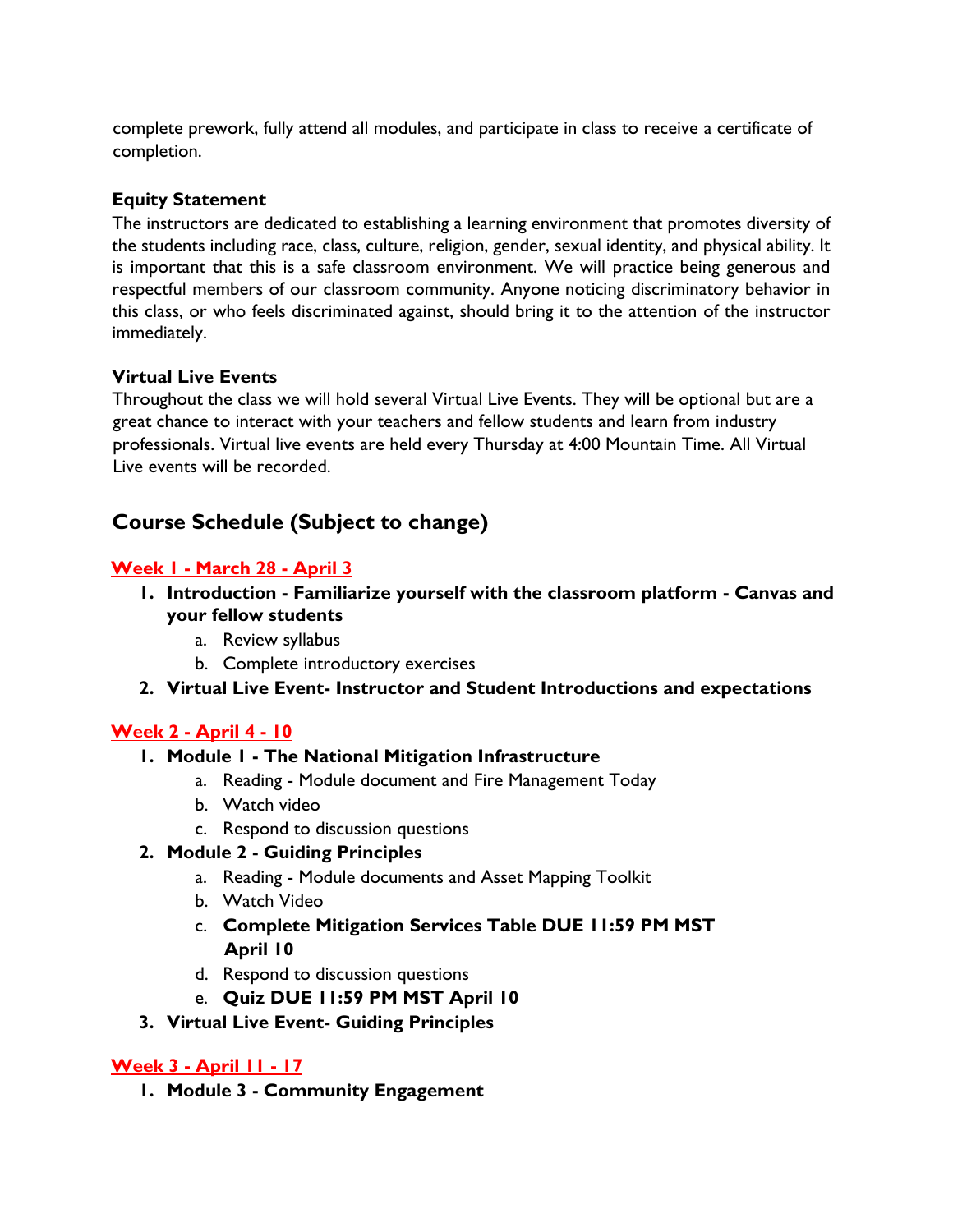complete prework, fully attend all modules, and participate in class to receive a certificate of completion.

**Equity Statement**

The instructors are dedicated to establishing a learning environment that promotes diversity of the students including race, class, culture, religion, gender, sexual identity, and physical ability. It is important that this is a safe classroom environment. We will practice being generous and respectful members of our classroom community. Anyone noticing discriminatory behavior in this class, or who feels discriminated against, should bring it to the attention of the instructor immediately.

**Virtual Live Events**

Throughout the class we will hold several Virtual Live Events. They will be optional but are a great chance to interact with your teachers and fellow students and learn from industry professionals. Virtual live events are held every Thursday at 4:00 Mountain Time. All Virtual Live events will be recorded.

## Course Schedule (Subject to change)

### Week 1 - March 28 - April 3

1. **Introduction - Familiarize yourself with the classroom platform - Canvas and your fellow students**
   a. Review syllabus
   b. Complete introductory exercises
2. **Virtual Live Event- Instructor and Student Introductions and expectations**

### Week 2 - April 4 - 10

1. **Module 1 - The National Mitigation Infrastructure**
   a. Reading - Module document and Fire Management Today
   b. Watch video
   c. Respond to discussion questions
2. **Module 2 - Guiding Principles**
   a. Reading - Module documents and Asset Mapping Toolkit
   b. Watch Video
   c. **Complete Mitigation Services Table DUE 11:59 PM MST April 10**
   d. Respond to discussion questions
   e. **Quiz DUE 11:59 PM MST April 10**
3. **Virtual Live Event- Guiding Principles**

### Week 3 - April 11 - 17

1. **Module 3 - Community Engagement**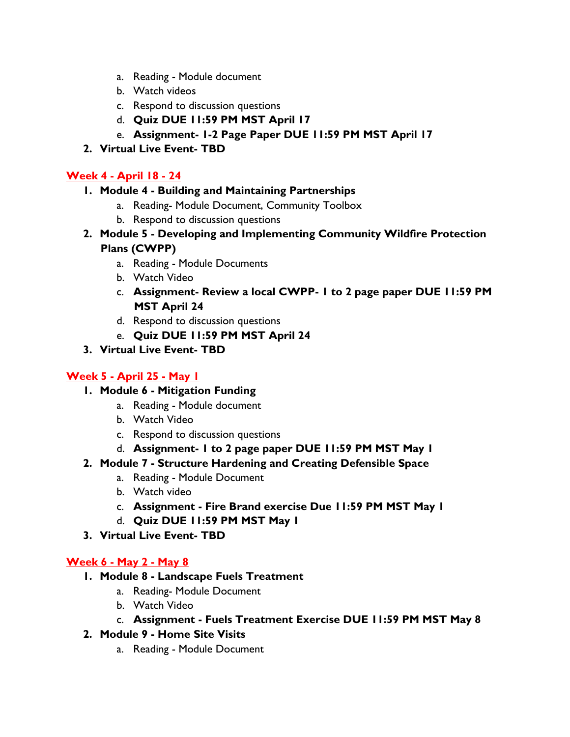a. Reading - Module document
   b. Watch videos
   c. Respond to discussion questions
   d. **Quiz DUE 11:59 PM MST April 17**
   e. **Assignment- 1-2 Page Paper DUE 11:59 PM MST April 17**
2. **Virtual Live Event- TBD**

## Week 4 - April 18 - 24

1. **Module 4 - Building and Maintaining Partnerships**
   a. Reading- Module Document, Community Toolbox
   b. Respond to discussion questions
2. **Module 5 - Developing and Implementing Community Wildfire Protection Plans (CWPP)**
   a. Reading - Module Documents
   b. Watch Video
   c. **Assignment- Review a local CWPP- 1 to 2 page paper DUE 11:59 PM MST April 24**
   d. Respond to discussion questions
   e. **Quiz DUE 11:59 PM MST April 24**
3. **Virtual Live Event- TBD**

## Week 5 - April 25 - May 1

1. **Module 6 - Mitigation Funding**
   a. Reading - Module document
   b. Watch Video
   c. Respond to discussion questions
   d. **Assignment- 1 to 2 page paper DUE 11:59 PM MST May 1**
2. **Module 7 - Structure Hardening and Creating Defensible Space**
   a. Reading - Module Document
   b. Watch video
   c. **Assignment - Fire Brand exercise Due 11:59 PM MST May 1**
   d. **Quiz DUE 11:59 PM MST May 1**
3. **Virtual Live Event- TBD**

## Week 6 - May 2 - May 8

1. **Module 8 - Landscape Fuels Treatment**
   a. Reading- Module Document
   b. Watch Video
   c. **Assignment - Fuels Treatment Exercise DUE 11:59 PM MST May 8**
2. **Module 9 - Home Site Visits**
   a. Reading - Module Document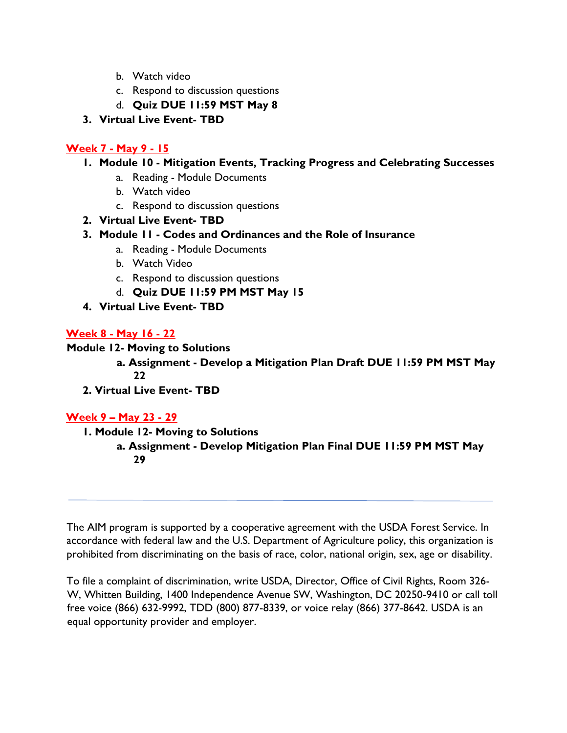b. Watch video
   c. Respond to discussion questions
   d. **Quiz DUE 11:59 MST May 8**
3. **Virtual Live Event- TBD**

## Week 7 - May 9 - 15

1. **Module 10 - Mitigation Events, Tracking Progress and Celebrating Successes**
   a. Reading - Module Documents
   b. Watch video
   c. Respond to discussion questions
2. **Virtual Live Event- TBD**
3. **Module 11 - Codes and Ordinances and the Role of Insurance**
   a. Reading - Module Documents
   b. Watch Video
   c. Respond to discussion questions
   d. **Quiz DUE 11:59 PM MST May 15**
4. **Virtual Live Event- TBD**

## Week 8 - May 16 - 22

**Module 12- Moving to Solutions**

   **a. Assignment - Develop a Mitigation Plan Draft DUE 11:59 PM MST May 22**

**2. Virtual Live Event- TBD**

## Week 9 – May 23 - 29

**1. Module 12- Moving to Solutions**

   **a. Assignment - Develop Mitigation Plan Final DUE 11:59 PM MST May 29**

---

The AIM program is supported by a cooperative agreement with the USDA Forest Service. In accordance with federal law and the U.S. Department of Agriculture policy, this organization is prohibited from discriminating on the basis of race, color, national origin, sex, age or disability.

To file a complaint of discrimination, write USDA, Director, Office of Civil Rights, Room 326-W, Whitten Building, 1400 Independence Avenue SW, Washington, DC 20250-9410 or call toll free voice (866) 632-9992, TDD (800) 877-8339, or voice relay (866) 377-8642. USDA is an equal opportunity provider and employer.